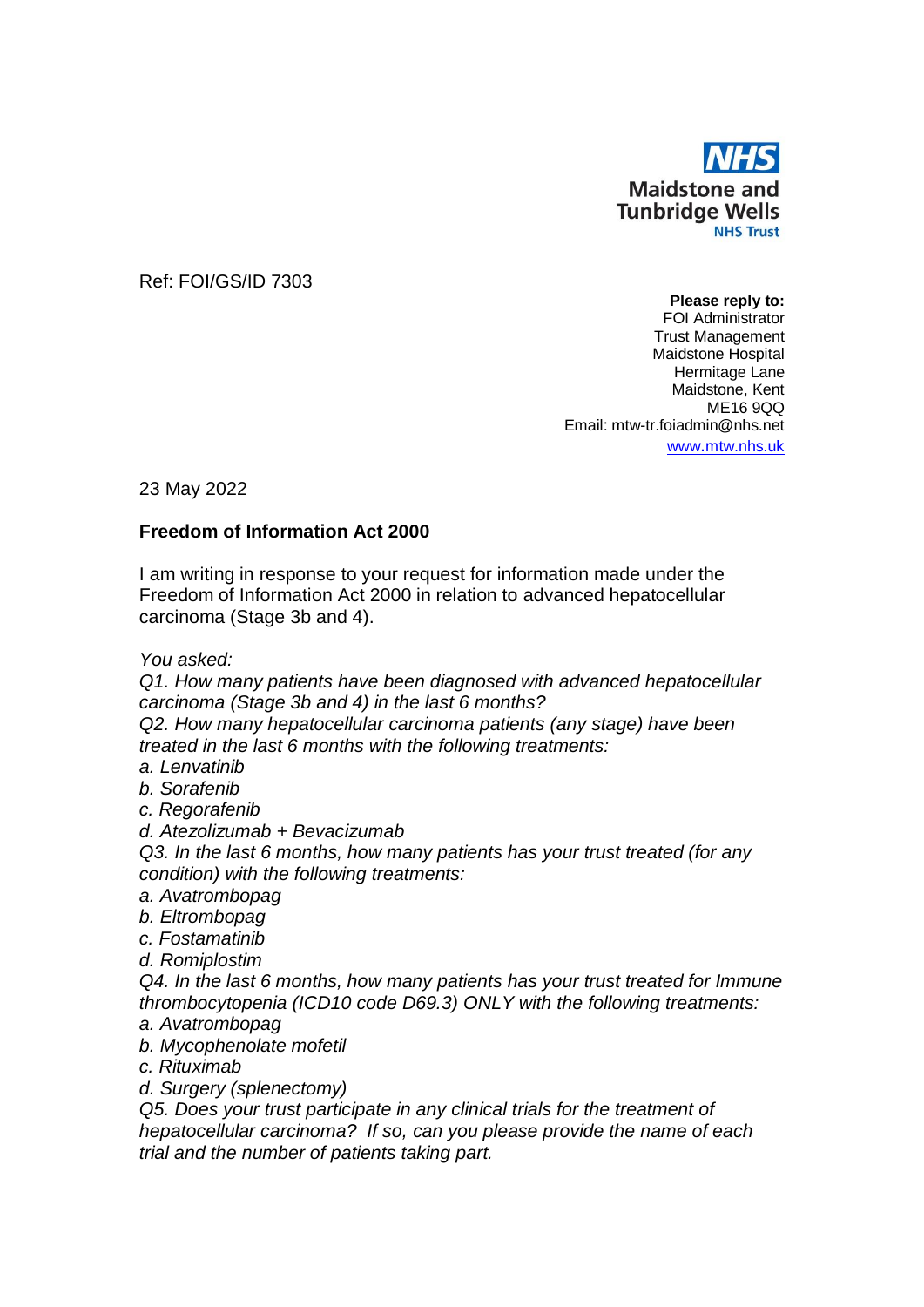**NHS**
**Maidstone and Tunbridge Wells**
**NHS Trust**

Ref: FOI/GS/ID 7303

**Please reply to:**
FOI Administrator
Trust Management
Maidstone Hospital
Hermitage Lane
Maidstone, Kent
ME16 9QQ
Email: mtw-tr.foiadmin@nhs.net
www.mtw.nhs.uk

23 May 2022

**Freedom of Information Act 2000**

I am writing in response to your request for information made under the Freedom of Information Act 2000 in relation to advanced hepatocellular carcinoma (Stage 3b and 4).

*You asked:*
*Q1. How many patients have been diagnosed with advanced hepatocellular carcinoma (Stage 3b and 4) in the last 6 months?*
*Q2. How many hepatocellular carcinoma patients (any stage) have been treated in the last 6 months with the following treatments:*
*a. Lenvatinib*
*b. Sorafenib*
*c. Regorafenib*
*d. Atezolizumab + Bevacizumab*
*Q3. In the last 6 months, how many patients has your trust treated (for any condition) with the following treatments:*
*a. Avatrombopag*
*b. Eltrombopag*
*c. Fostamatinib*
*d. Romiplostim*
*Q4. In the last 6 months, how many patients has your trust treated for Immune thrombocytopenia (ICD10 code D69.3) ONLY with the following treatments:*
*a. Avatrombopag*
*b. Mycophenolate mofetil*
*c. Rituximab*
*d. Surgery (splenectomy)*
*Q5. Does your trust participate in any clinical trials for the treatment of hepatocellular carcinoma? If so, can you please provide the name of each trial and the number of patients taking part.*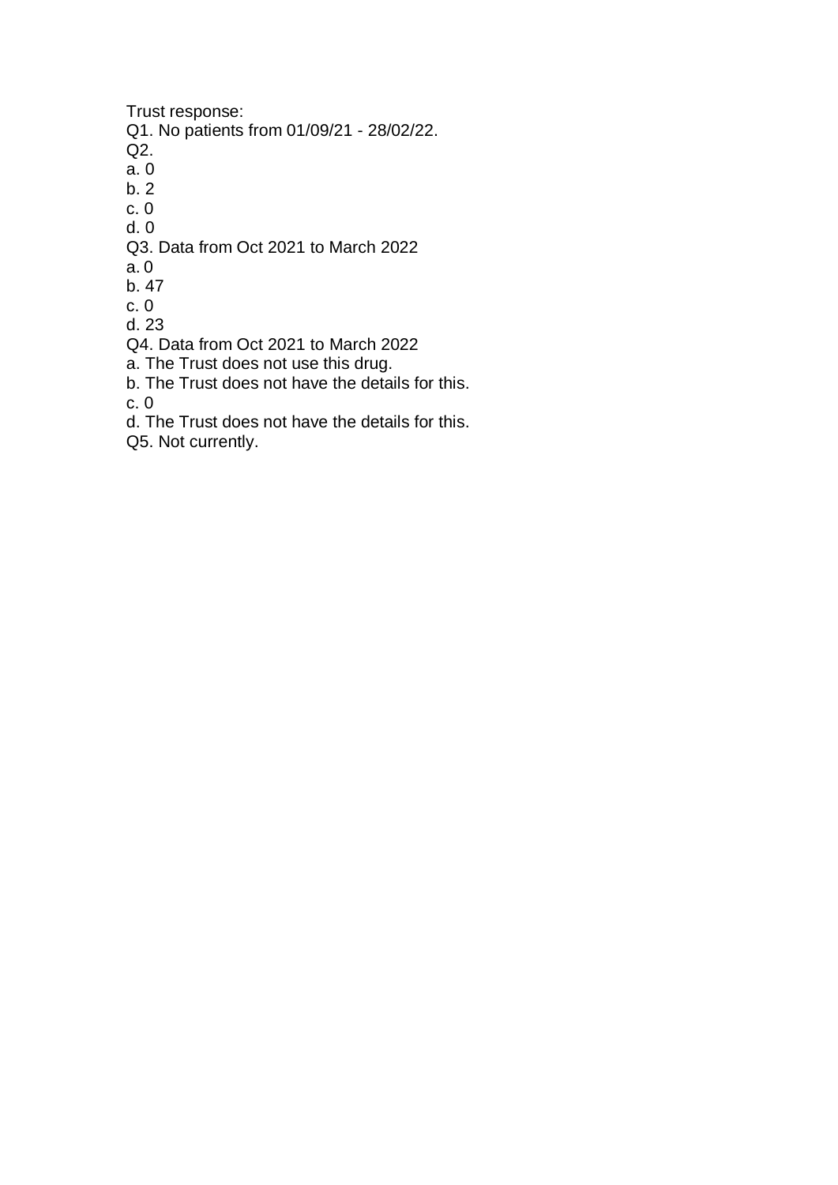Trust response:

Q1. No patients from 01/09/21 - 28/02/22.

Q2.

a. 0

b. 2

c. 0

d. 0

Q3. Data from Oct 2021 to March 2022

a. 0

b. 47

c. 0

d. 23

Q4. Data from Oct 2021 to March 2022

a. The Trust does not use this drug.

b. The Trust does not have the details for this.

c. 0

d. The Trust does not have the details for this.

Q5. Not currently.